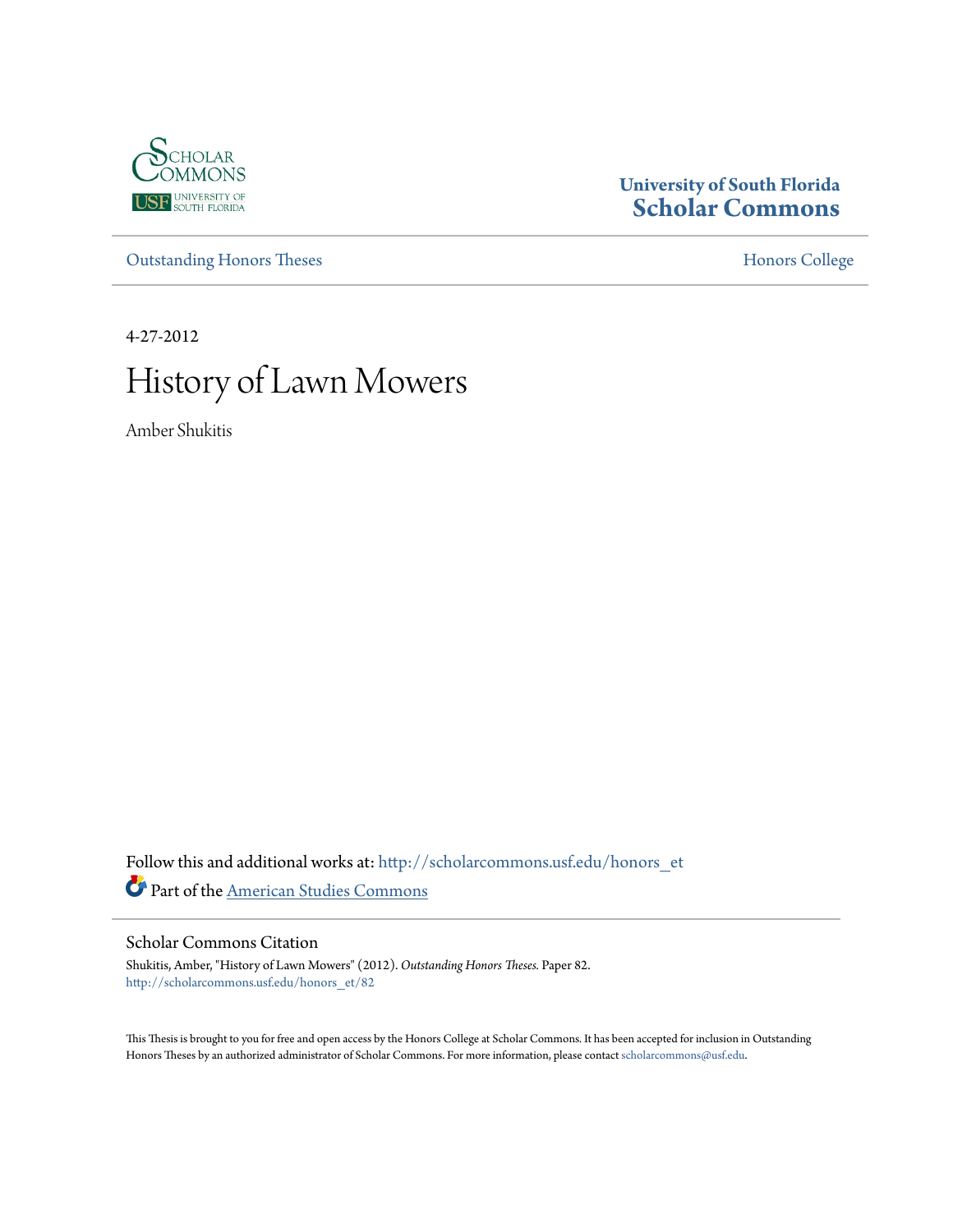University of South Florida
Scholar Commons

Outstanding Honors Theses

Honors College

4-27-2012

# History of Lawn Mowers

Amber Shukitis

Follow this and additional works at: http://scholarcommons.usf.edu/honors_et

Part of the American Studies Commons

## Scholar Commons Citation

Shukitis, Amber, "History of Lawn Mowers" (2012). *Outstanding Honors Theses.* Paper 82.
http://scholarcommons.usf.edu/honors_et/82

This Thesis is brought to you for free and open access by the Honors College at Scholar Commons. It has been accepted for inclusion in Outstanding Honors Theses by an authorized administrator of Scholar Commons. For more information, please contact scholarcommons@usf.edu.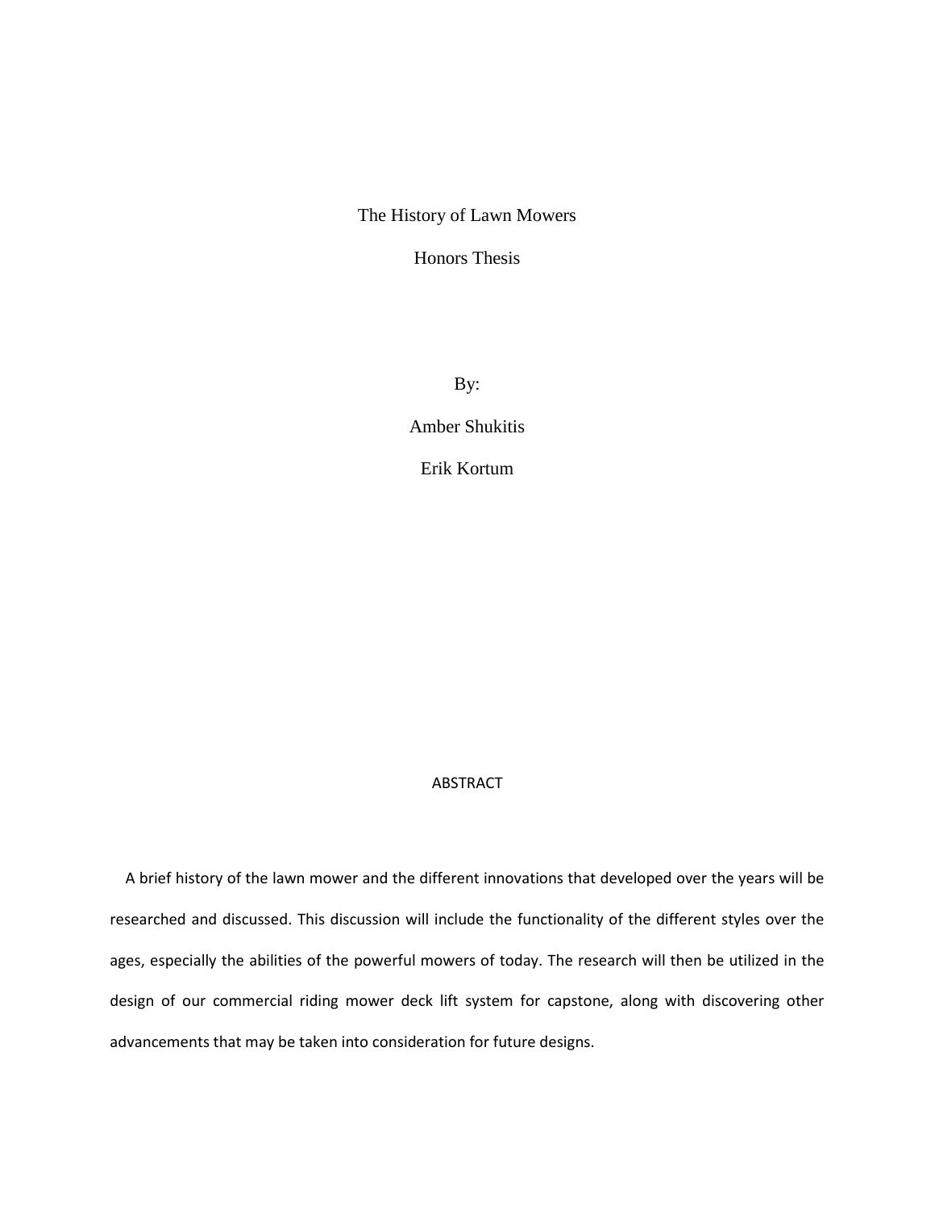# The History of Lawn Mowers

## Honors Thesis

By:

Amber Shukitis

Erik Kortum

## ABSTRACT

A brief history of the lawn mower and the different innovations that developed over the years will be researched and discussed. This discussion will include the functionality of the different styles over the ages, especially the abilities of the powerful mowers of today. The research will then be utilized in the design of our commercial riding mower deck lift system for capstone, along with discovering other advancements that may be taken into consideration for future designs.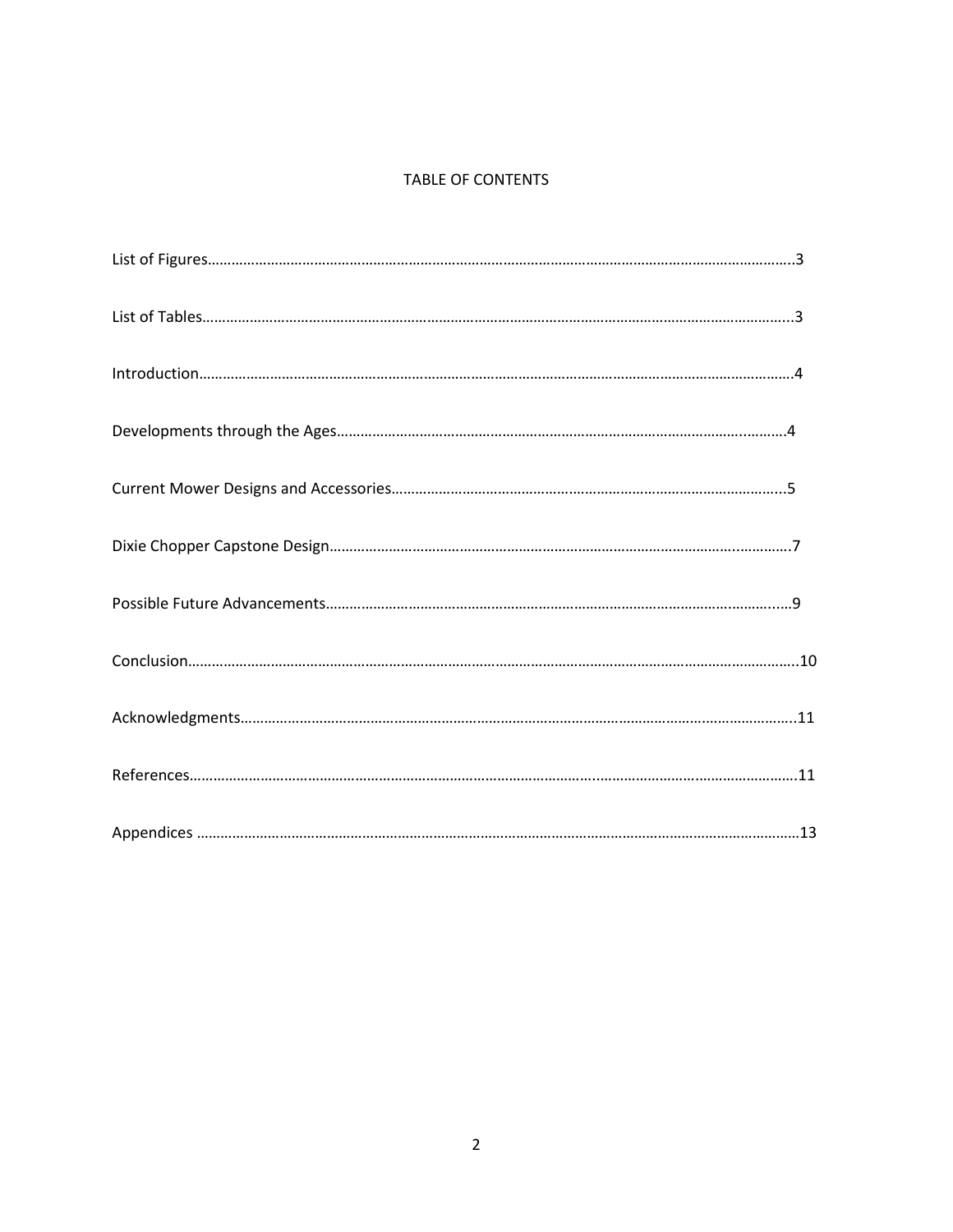# TABLE OF CONTENTS

List of Figures……………………………………………………………………………………………………………………….3

List of Tables………………………………………………………………………………………………………………………...3

Introduction…………………………………………………………………………………………………………………………4

Developments through the Ages………………………………………………………………………………….………4

Current Mower Designs and Accessories………………………………………………………………………………..5

Dixie Chopper Capstone Design…………………………………………………………………………….……………7

Possible Future Advancements……………………………………………………………………………………….….9

Conclusion…………………………………………………………………………………………………………………………..10

Acknowledgments………………………………………………………………………………………………………………..11

References…………………………………………………………………………………………………………………………11

Appendices ………………………………………………………………………………………………………………………13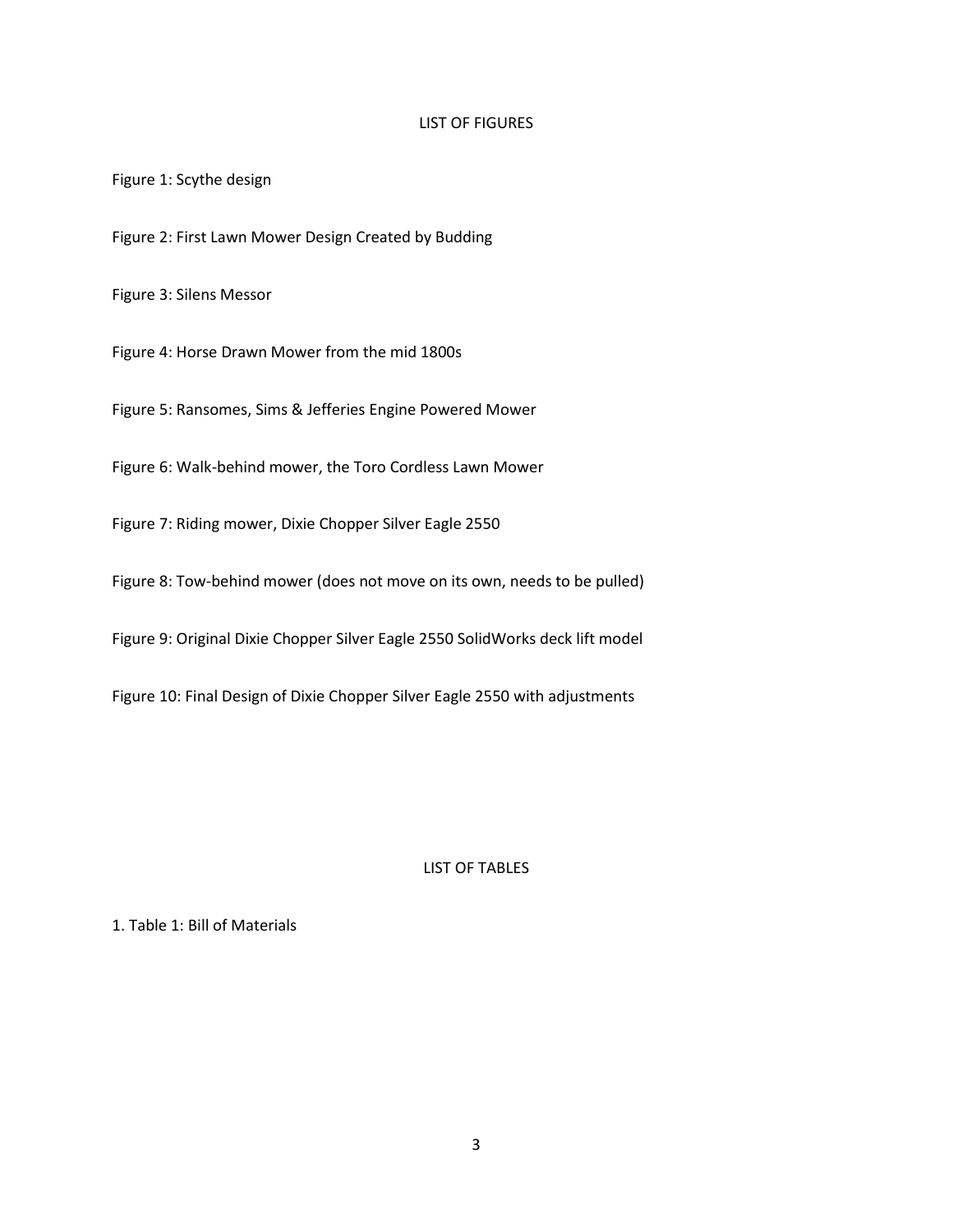## LIST OF FIGURES

Figure 1: Scythe design

Figure 2: First Lawn Mower Design Created by Budding

Figure 3: Silens Messor

Figure 4: Horse Drawn Mower from the mid 1800s

Figure 5: Ransomes, Sims & Jefferies Engine Powered Mower

Figure 6: Walk-behind mower, the Toro Cordless Lawn Mower

Figure 7: Riding mower, Dixie Chopper Silver Eagle 2550

Figure 8: Tow-behind mower (does not move on its own, needs to be pulled)

Figure 9: Original Dixie Chopper Silver Eagle 2550 SolidWorks deck lift model

Figure 10: Final Design of Dixie Chopper Silver Eagle 2550 with adjustments

## LIST OF TABLES

1. Table 1: Bill of Materials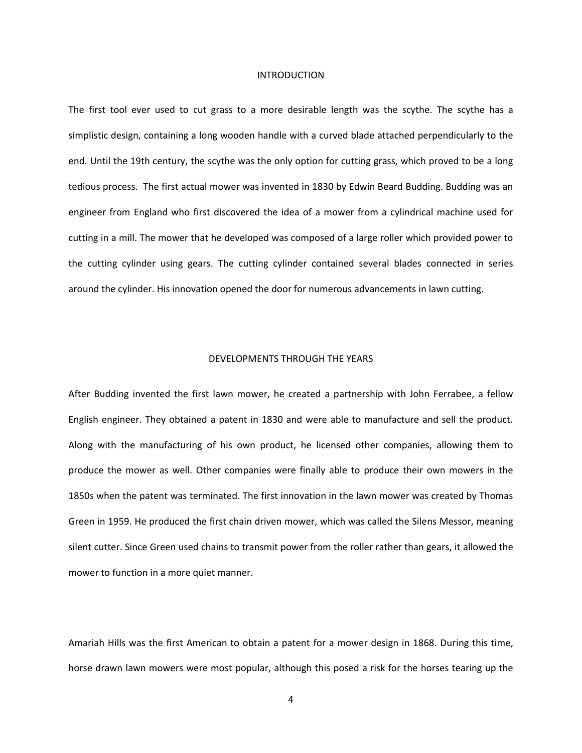## INTRODUCTION

The first tool ever used to cut grass to a more desirable length was the scythe. The scythe has a simplistic design, containing a long wooden handle with a curved blade attached perpendicularly to the end. Until the 19th century, the scythe was the only option for cutting grass, which proved to be a long tedious process. The first actual mower was invented in 1830 by Edwin Beard Budding. Budding was an engineer from England who first discovered the idea of a mower from a cylindrical machine used for cutting in a mill. The mower that he developed was composed of a large roller which provided power to the cutting cylinder using gears. The cutting cylinder contained several blades connected in series around the cylinder. His innovation opened the door for numerous advancements in lawn cutting.

## DEVELOPMENTS THROUGH THE YEARS

After Budding invented the first lawn mower, he created a partnership with John Ferrabee, a fellow English engineer. They obtained a patent in 1830 and were able to manufacture and sell the product. Along with the manufacturing of his own product, he licensed other companies, allowing them to produce the mower as well. Other companies were finally able to produce their own mowers in the 1850s when the patent was terminated. The first innovation in the lawn mower was created by Thomas Green in 1959. He produced the first chain driven mower, which was called the Silens Messor, meaning silent cutter. Since Green used chains to transmit power from the roller rather than gears, it allowed the mower to function in a more quiet manner.

Amariah Hills was the first American to obtain a patent for a mower design in 1868. During this time, horse drawn lawn mowers were most popular, although this posed a risk for the horses tearing up the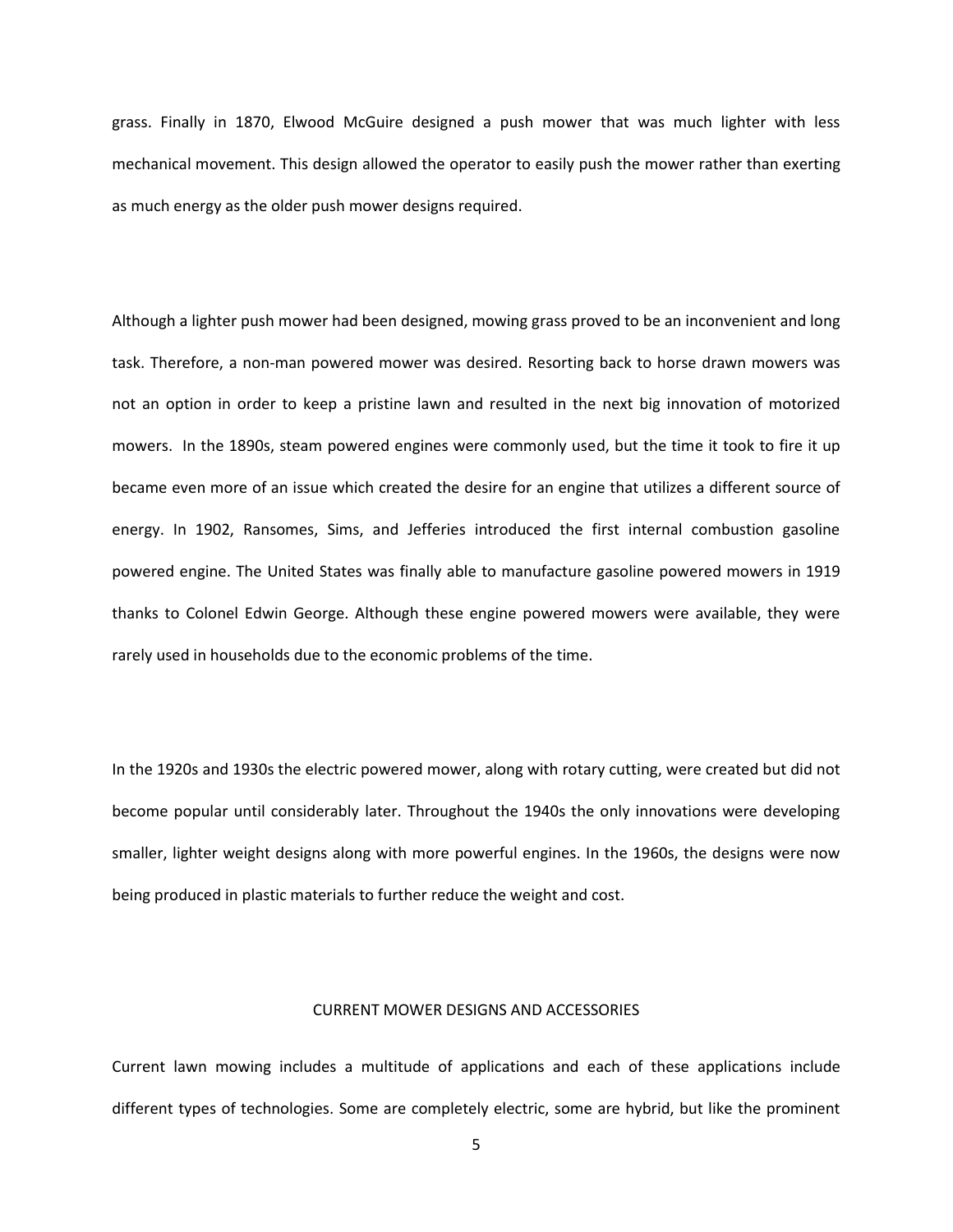grass. Finally in 1870, Elwood McGuire designed a push mower that was much lighter with less mechanical movement. This design allowed the operator to easily push the mower rather than exerting as much energy as the older push mower designs required.

Although a lighter push mower had been designed, mowing grass proved to be an inconvenient and long task. Therefore, a non-man powered mower was desired. Resorting back to horse drawn mowers was not an option in order to keep a pristine lawn and resulted in the next big innovation of motorized mowers. In the 1890s, steam powered engines were commonly used, but the time it took to fire it up became even more of an issue which created the desire for an engine that utilizes a different source of energy. In 1902, Ransomes, Sims, and Jefferies introduced the first internal combustion gasoline powered engine. The United States was finally able to manufacture gasoline powered mowers in 1919 thanks to Colonel Edwin George. Although these engine powered mowers were available, they were rarely used in households due to the economic problems of the time.

In the 1920s and 1930s the electric powered mower, along with rotary cutting, were created but did not become popular until considerably later. Throughout the 1940s the only innovations were developing smaller, lighter weight designs along with more powerful engines. In the 1960s, the designs were now being produced in plastic materials to further reduce the weight and cost.

## CURRENT MOWER DESIGNS AND ACCESSORIES

Current lawn mowing includes a multitude of applications and each of these applications include different types of technologies. Some are completely electric, some are hybrid, but like the prominent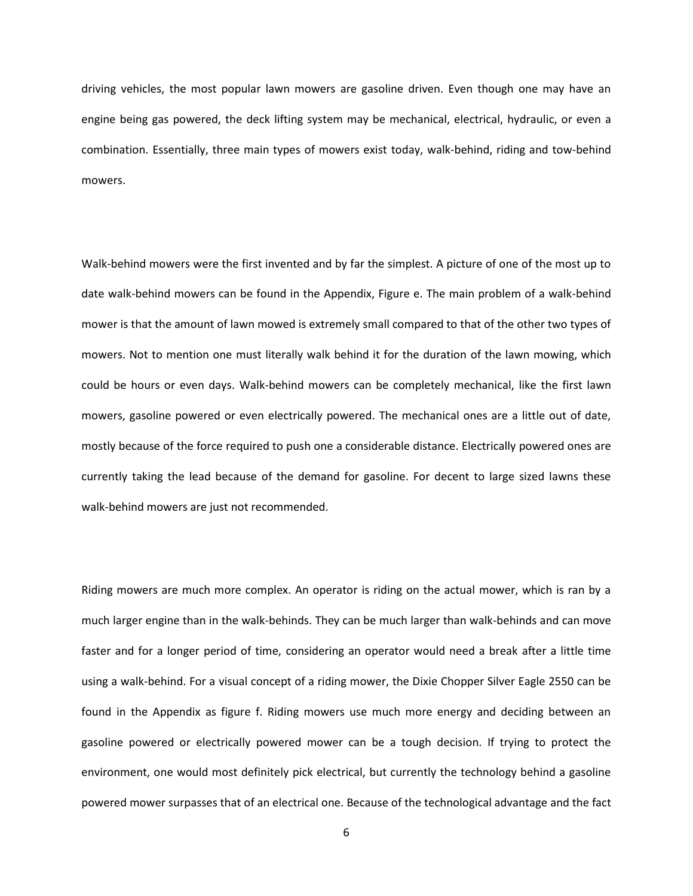driving vehicles, the most popular lawn mowers are gasoline driven. Even though one may have an engine being gas powered, the deck lifting system may be mechanical, electrical, hydraulic, or even a combination. Essentially, three main types of mowers exist today, walk-behind, riding and tow-behind mowers.

Walk-behind mowers were the first invented and by far the simplest. A picture of one of the most up to date walk-behind mowers can be found in the Appendix, Figure e. The main problem of a walk-behind mower is that the amount of lawn mowed is extremely small compared to that of the other two types of mowers. Not to mention one must literally walk behind it for the duration of the lawn mowing, which could be hours or even days. Walk-behind mowers can be completely mechanical, like the first lawn mowers, gasoline powered or even electrically powered. The mechanical ones are a little out of date, mostly because of the force required to push one a considerable distance. Electrically powered ones are currently taking the lead because of the demand for gasoline. For decent to large sized lawns these walk-behind mowers are just not recommended.

Riding mowers are much more complex. An operator is riding on the actual mower, which is ran by a much larger engine than in the walk-behinds. They can be much larger than walk-behinds and can move faster and for a longer period of time, considering an operator would need a break after a little time using a walk-behind. For a visual concept of a riding mower, the Dixie Chopper Silver Eagle 2550 can be found in the Appendix as figure f. Riding mowers use much more energy and deciding between an gasoline powered or electrically powered mower can be a tough decision. If trying to protect the environment, one would most definitely pick electrical, but currently the technology behind a gasoline powered mower surpasses that of an electrical one. Because of the technological advantage and the fact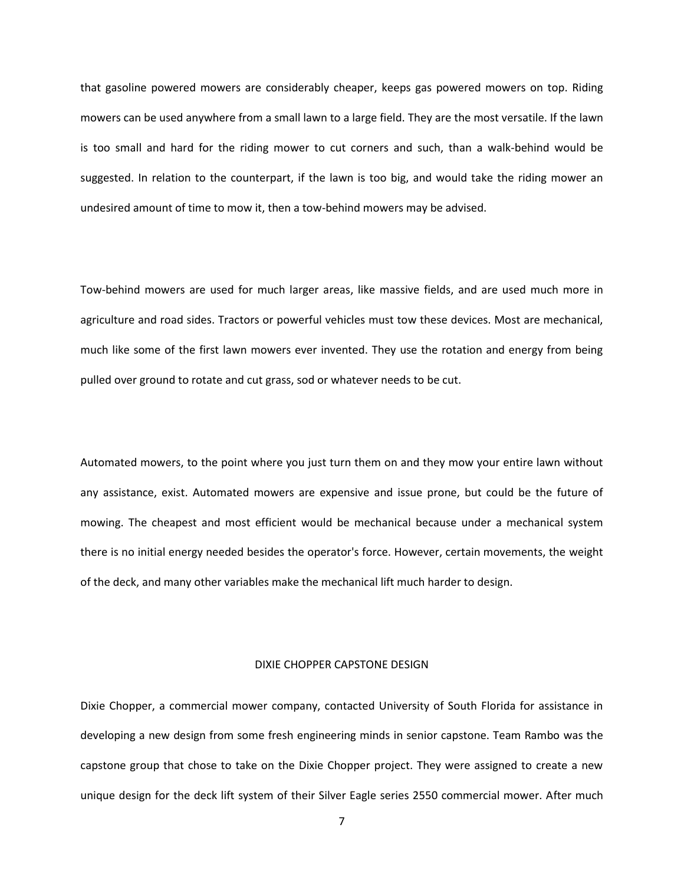that gasoline powered mowers are considerably cheaper, keeps gas powered mowers on top. Riding mowers can be used anywhere from a small lawn to a large field. They are the most versatile. If the lawn is too small and hard for the riding mower to cut corners and such, than a walk-behind would be suggested. In relation to the counterpart, if the lawn is too big, and would take the riding mower an undesired amount of time to mow it, then a tow-behind mowers may be advised.

Tow-behind mowers are used for much larger areas, like massive fields, and are used much more in agriculture and road sides. Tractors or powerful vehicles must tow these devices. Most are mechanical, much like some of the first lawn mowers ever invented. They use the rotation and energy from being pulled over ground to rotate and cut grass, sod or whatever needs to be cut.

Automated mowers, to the point where you just turn them on and they mow your entire lawn without any assistance, exist. Automated mowers are expensive and issue prone, but could be the future of mowing. The cheapest and most efficient would be mechanical because under a mechanical system there is no initial energy needed besides the operator's force. However, certain movements, the weight of the deck, and many other variables make the mechanical lift much harder to design.

## DIXIE CHOPPER CAPSTONE DESIGN

Dixie Chopper, a commercial mower company, contacted University of South Florida for assistance in developing a new design from some fresh engineering minds in senior capstone. Team Rambo was the capstone group that chose to take on the Dixie Chopper project. They were assigned to create a new unique design for the deck lift system of their Silver Eagle series 2550 commercial mower. After much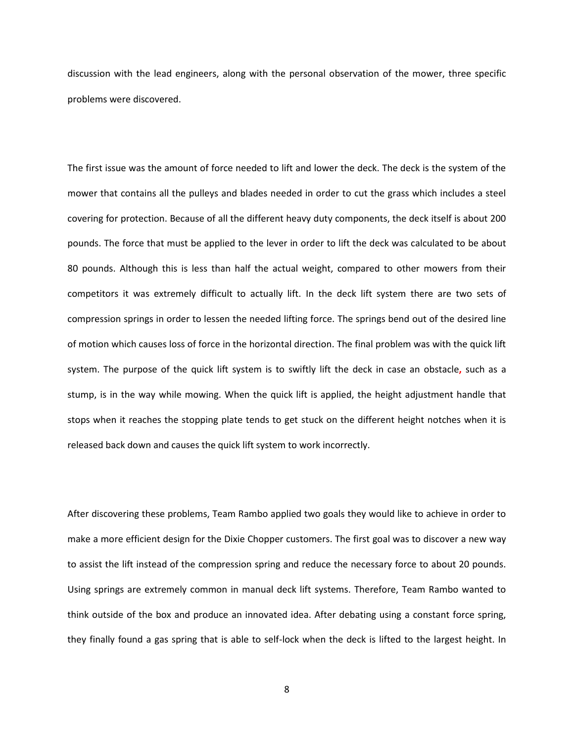discussion with the lead engineers, along with the personal observation of the mower, three specific problems were discovered.

The first issue was the amount of force needed to lift and lower the deck. The deck is the system of the mower that contains all the pulleys and blades needed in order to cut the grass which includes a steel covering for protection. Because of all the different heavy duty components, the deck itself is about 200 pounds. The force that must be applied to the lever in order to lift the deck was calculated to be about 80 pounds. Although this is less than half the actual weight, compared to other mowers from their competitors it was extremely difficult to actually lift. In the deck lift system there are two sets of compression springs in order to lessen the needed lifting force. The springs bend out of the desired line of motion which causes loss of force in the horizontal direction. The final problem was with the quick lift system. The purpose of the quick lift system is to swiftly lift the deck in case an obstacle, such as a stump, is in the way while mowing. When the quick lift is applied, the height adjustment handle that stops when it reaches the stopping plate tends to get stuck on the different height notches when it is released back down and causes the quick lift system to work incorrectly.

After discovering these problems, Team Rambo applied two goals they would like to achieve in order to make a more efficient design for the Dixie Chopper customers. The first goal was to discover a new way to assist the lift instead of the compression spring and reduce the necessary force to about 20 pounds. Using springs are extremely common in manual deck lift systems. Therefore, Team Rambo wanted to think outside of the box and produce an innovated idea. After debating using a constant force spring, they finally found a gas spring that is able to self-lock when the deck is lifted to the largest height. In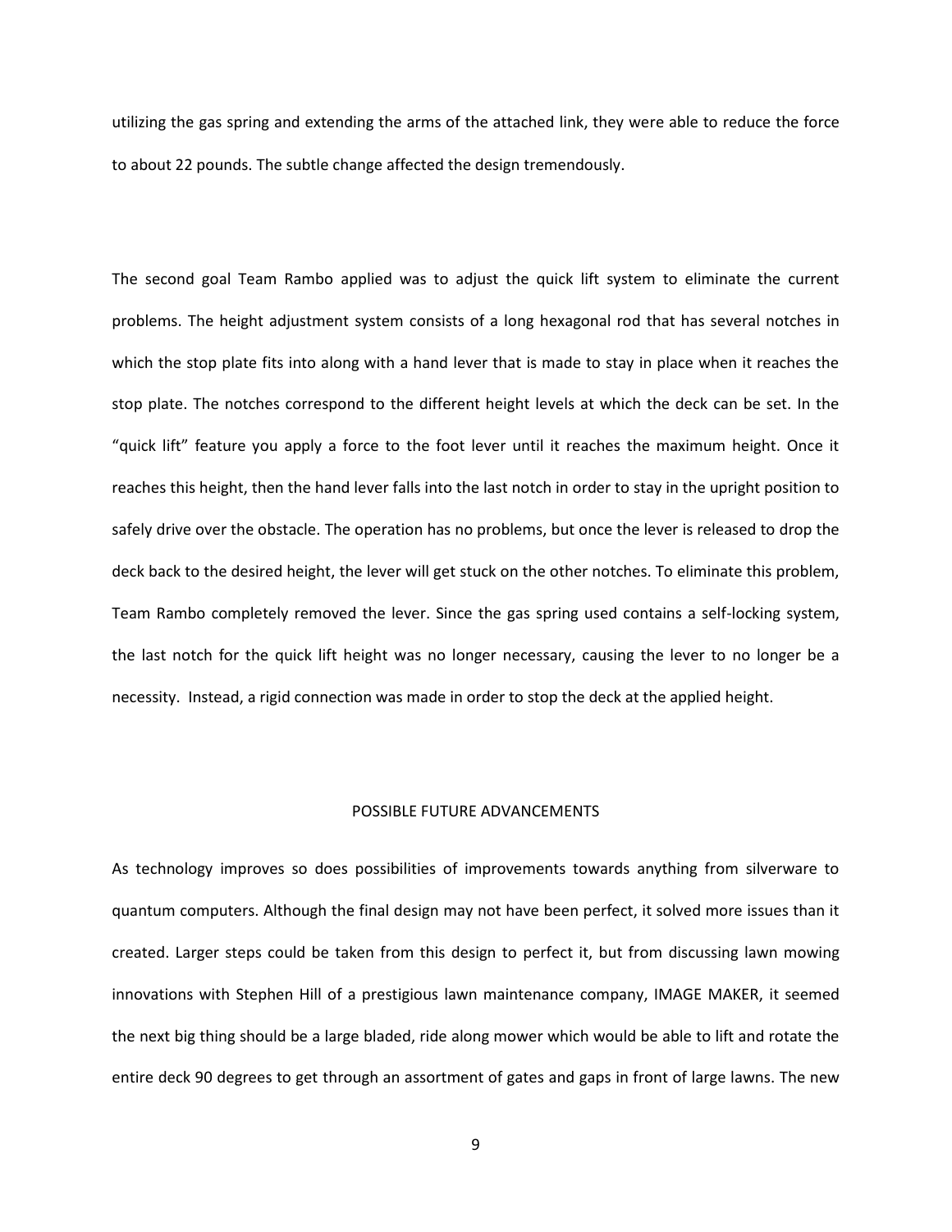utilizing the gas spring and extending the arms of the attached link, they were able to reduce the force to about 22 pounds. The subtle change affected the design tremendously.

The second goal Team Rambo applied was to adjust the quick lift system to eliminate the current problems. The height adjustment system consists of a long hexagonal rod that has several notches in which the stop plate fits into along with a hand lever that is made to stay in place when it reaches the stop plate. The notches correspond to the different height levels at which the deck can be set. In the "quick lift" feature you apply a force to the foot lever until it reaches the maximum height. Once it reaches this height, then the hand lever falls into the last notch in order to stay in the upright position to safely drive over the obstacle. The operation has no problems, but once the lever is released to drop the deck back to the desired height, the lever will get stuck on the other notches. To eliminate this problem, Team Rambo completely removed the lever. Since the gas spring used contains a self-locking system, the last notch for the quick lift height was no longer necessary, causing the lever to no longer be a necessity. Instead, a rigid connection was made in order to stop the deck at the applied height.

## POSSIBLE FUTURE ADVANCEMENTS

As technology improves so does possibilities of improvements towards anything from silverware to quantum computers. Although the final design may not have been perfect, it solved more issues than it created. Larger steps could be taken from this design to perfect it, but from discussing lawn mowing innovations with Stephen Hill of a prestigious lawn maintenance company, IMAGE MAKER, it seemed the next big thing should be a large bladed, ride along mower which would be able to lift and rotate the entire deck 90 degrees to get through an assortment of gates and gaps in front of large lawns. The new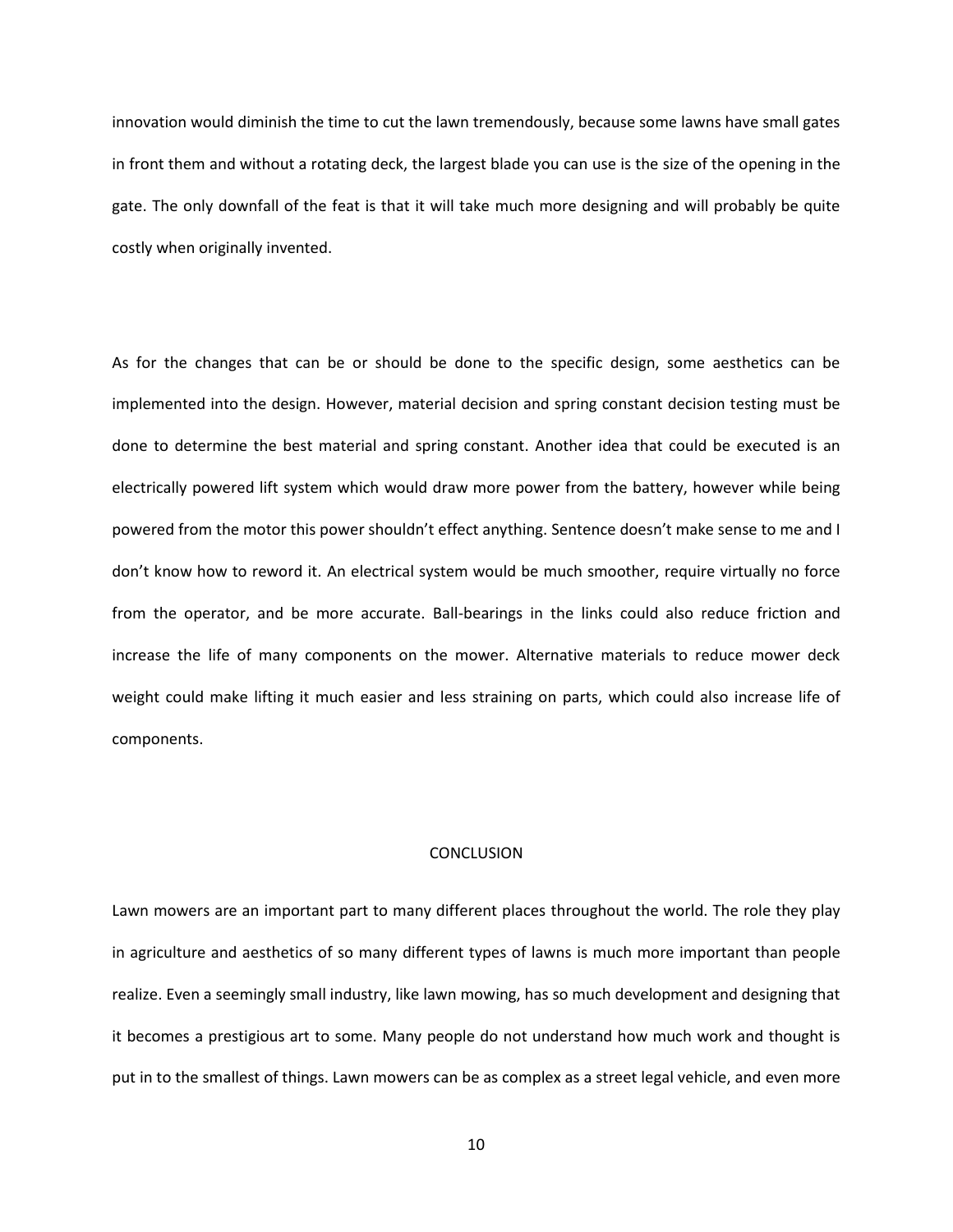innovation would diminish the time to cut the lawn tremendously, because some lawns have small gates in front them and without a rotating deck, the largest blade you can use is the size of the opening in the gate. The only downfall of the feat is that it will take much more designing and will probably be quite costly when originally invented.

As for the changes that can be or should be done to the specific design, some aesthetics can be implemented into the design. However, material decision and spring constant decision testing must be done to determine the best material and spring constant. Another idea that could be executed is an electrically powered lift system which would draw more power from the battery, however while being powered from the motor this power shouldn't effect anything. Sentence doesn't make sense to me and I don't know how to reword it. An electrical system would be much smoother, require virtually no force from the operator, and be more accurate. Ball-bearings in the links could also reduce friction and increase the life of many components on the mower. Alternative materials to reduce mower deck weight could make lifting it much easier and less straining on parts, which could also increase life of components.

## CONCLUSION

Lawn mowers are an important part to many different places throughout the world. The role they play in agriculture and aesthetics of so many different types of lawns is much more important than people realize. Even a seemingly small industry, like lawn mowing, has so much development and designing that it becomes a prestigious art to some. Many people do not understand how much work and thought is put in to the smallest of things. Lawn mowers can be as complex as a street legal vehicle, and even more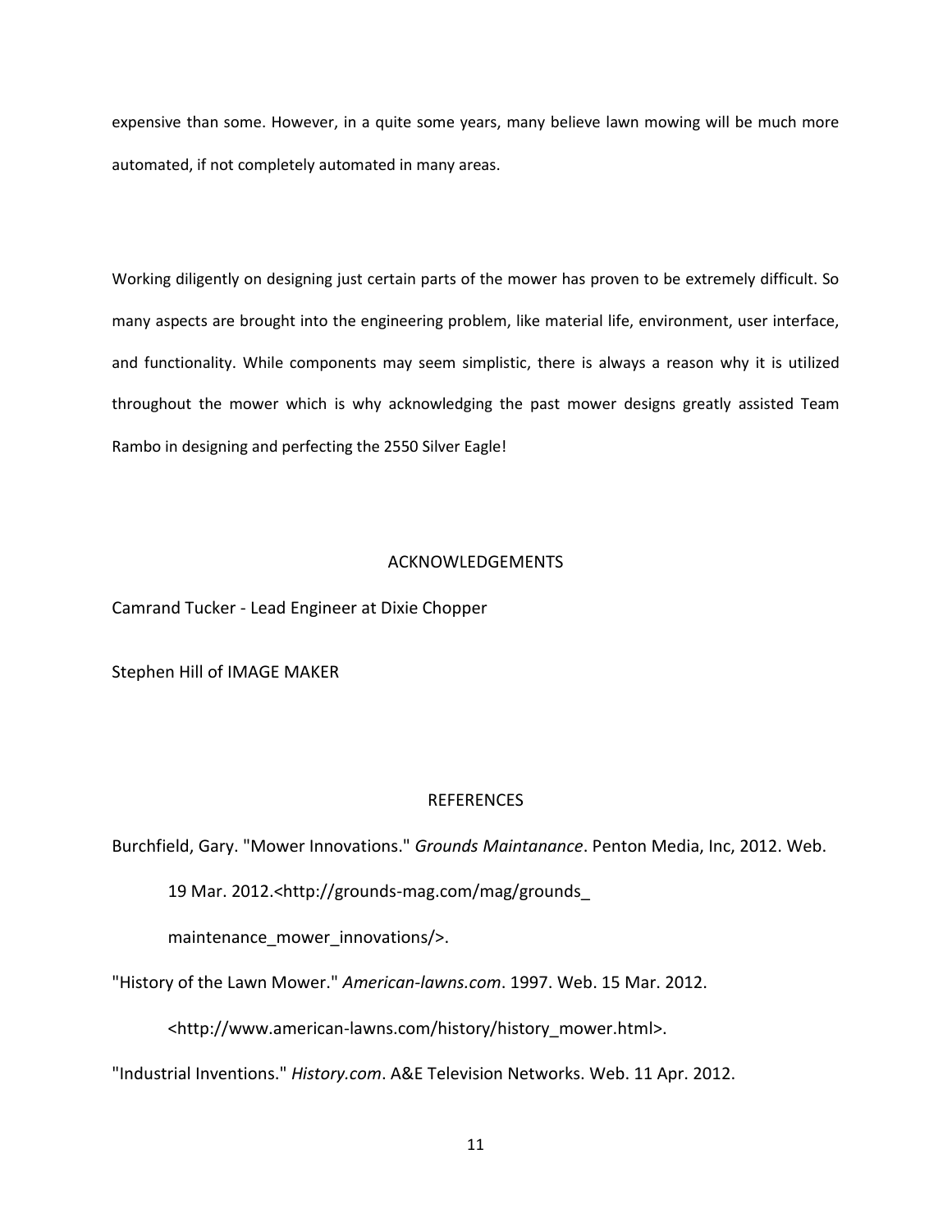expensive than some. However, in a quite some years, many believe lawn mowing will be much more automated, if not completely automated in many areas.

Working diligently on designing just certain parts of the mower has proven to be extremely difficult. So many aspects are brought into the engineering problem, like material life, environment, user interface, and functionality. While components may seem simplistic, there is always a reason why it is utilized throughout the mower which is why acknowledging the past mower designs greatly assisted Team Rambo in designing and perfecting the 2550 Silver Eagle!

## ACKNOWLEDGEMENTS

Camrand Tucker - Lead Engineer at Dixie Chopper

Stephen Hill of IMAGE MAKER

## REFERENCES

Burchfield, Gary. "Mower Innovations." *Grounds Maintanance*. Penton Media, Inc, 2012. Web. 19 Mar. 2012.<http://grounds-mag.com/mag/grounds_maintenance_mower_innovations/>.

"History of the Lawn Mower." *American-lawns.com*. 1997. Web. 15 Mar. 2012. <http://www.american-lawns.com/history/history_mower.html>.

"Industrial Inventions." *History.com*. A&E Television Networks. Web. 11 Apr. 2012.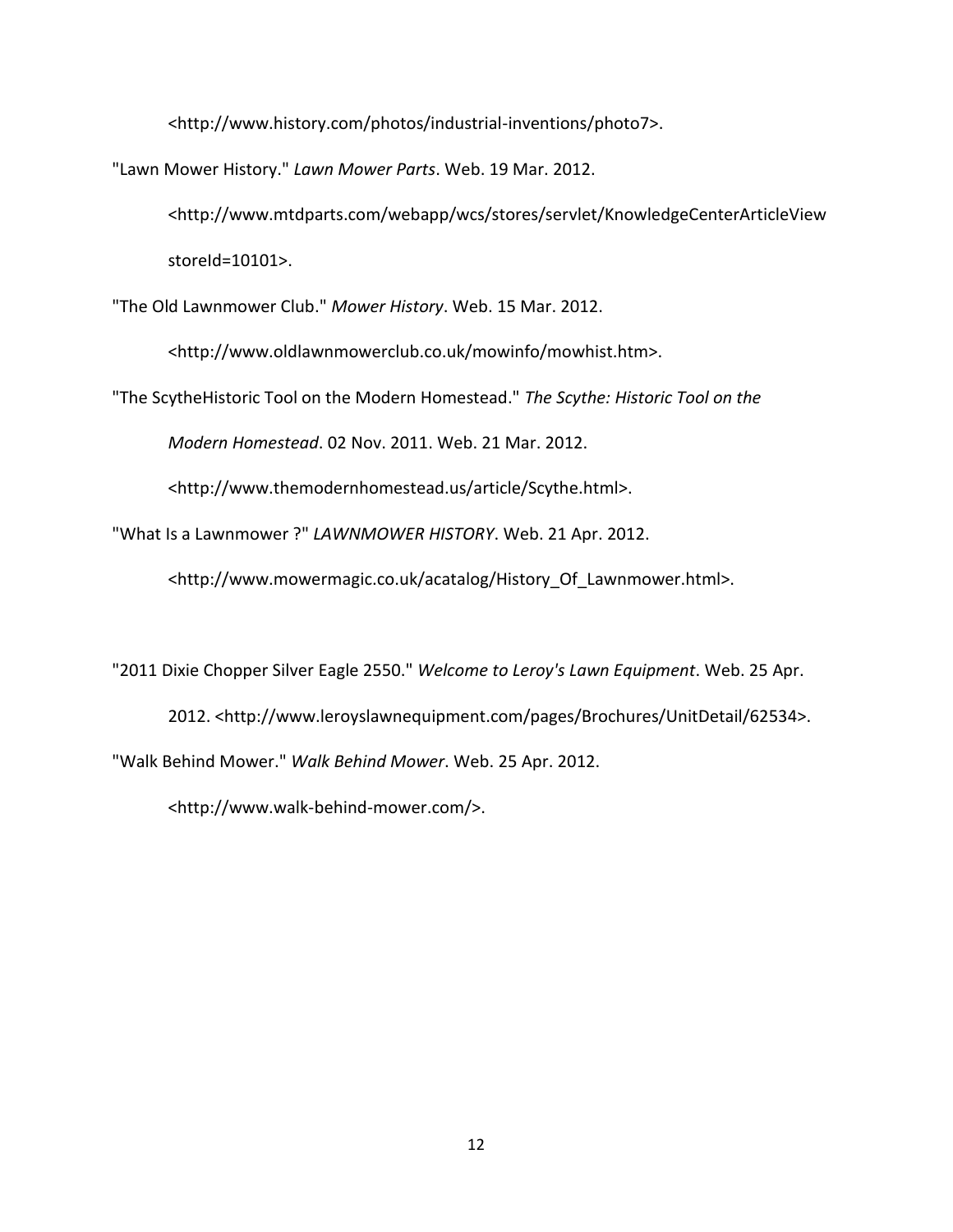<http://www.history.com/photos/industrial-inventions/photo7>.

"Lawn Mower History." *Lawn Mower Parts*. Web. 19 Mar. 2012.
<http://www.mtdparts.com/webapp/wcs/stores/servlet/KnowledgeCenterArticleView storeId=10101>.

"The Old Lawnmower Club." *Mower History*. Web. 15 Mar. 2012.
<http://www.oldlawnmowerclub.co.uk/mowinfo/mowhist.htm>.

"The ScytheHistoric Tool on the Modern Homestead." *The Scythe: Historic Tool on the Modern Homestead*. 02 Nov. 2011. Web. 21 Mar. 2012.
<http://www.themodernhomestead.us/article/Scythe.html>.

"What Is a Lawnmower ?" *LAWNMOWER HISTORY*. Web. 21 Apr. 2012.
<http://www.mowermagic.co.uk/acatalog/History_Of_Lawnmower.html>.

"2011 Dixie Chopper Silver Eagle 2550." *Welcome to Leroy's Lawn Equipment*. Web. 25 Apr. 2012. <http://www.leroyslawnequipment.com/pages/Brochures/UnitDetail/62534>.

"Walk Behind Mower." *Walk Behind Mower*. Web. 25 Apr. 2012.
<http://www.walk-behind-mower.com/>.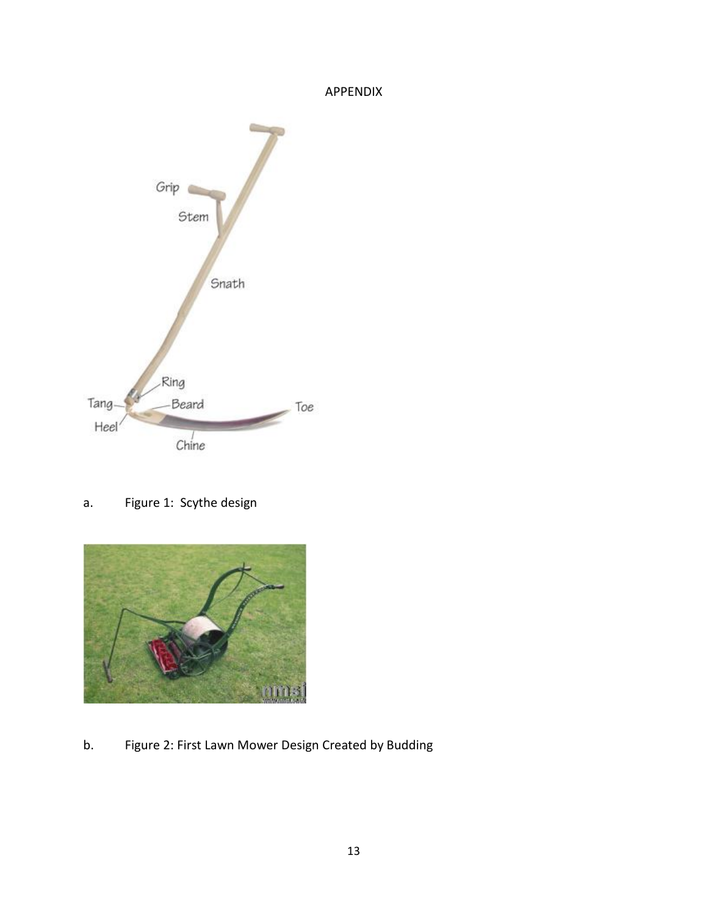APPENDIX

a. Figure 1: Scythe design

b. Figure 2: First Lawn Mower Design Created by Budding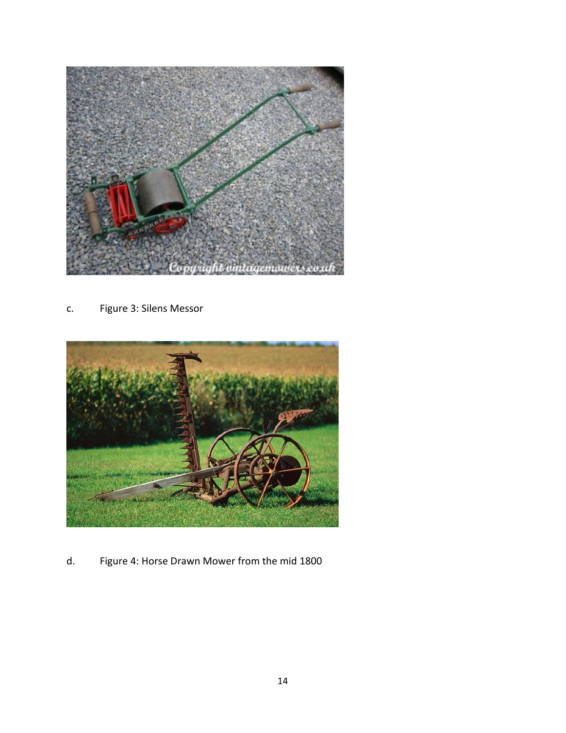c. Figure 3: Silens Messor

d. Figure 4: Horse Drawn Mower from the mid 1800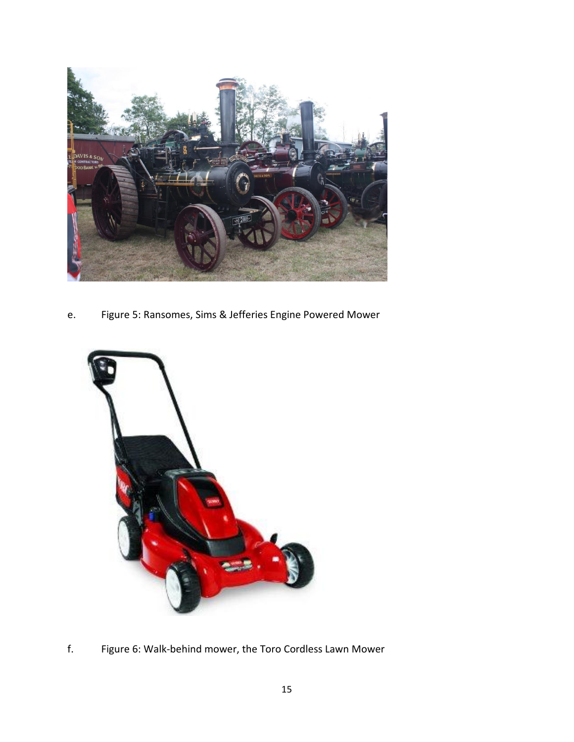e. Figure 5: Ransomes, Sims & Jefferies Engine Powered Mower

f. Figure 6: Walk-behind mower, the Toro Cordless Lawn Mower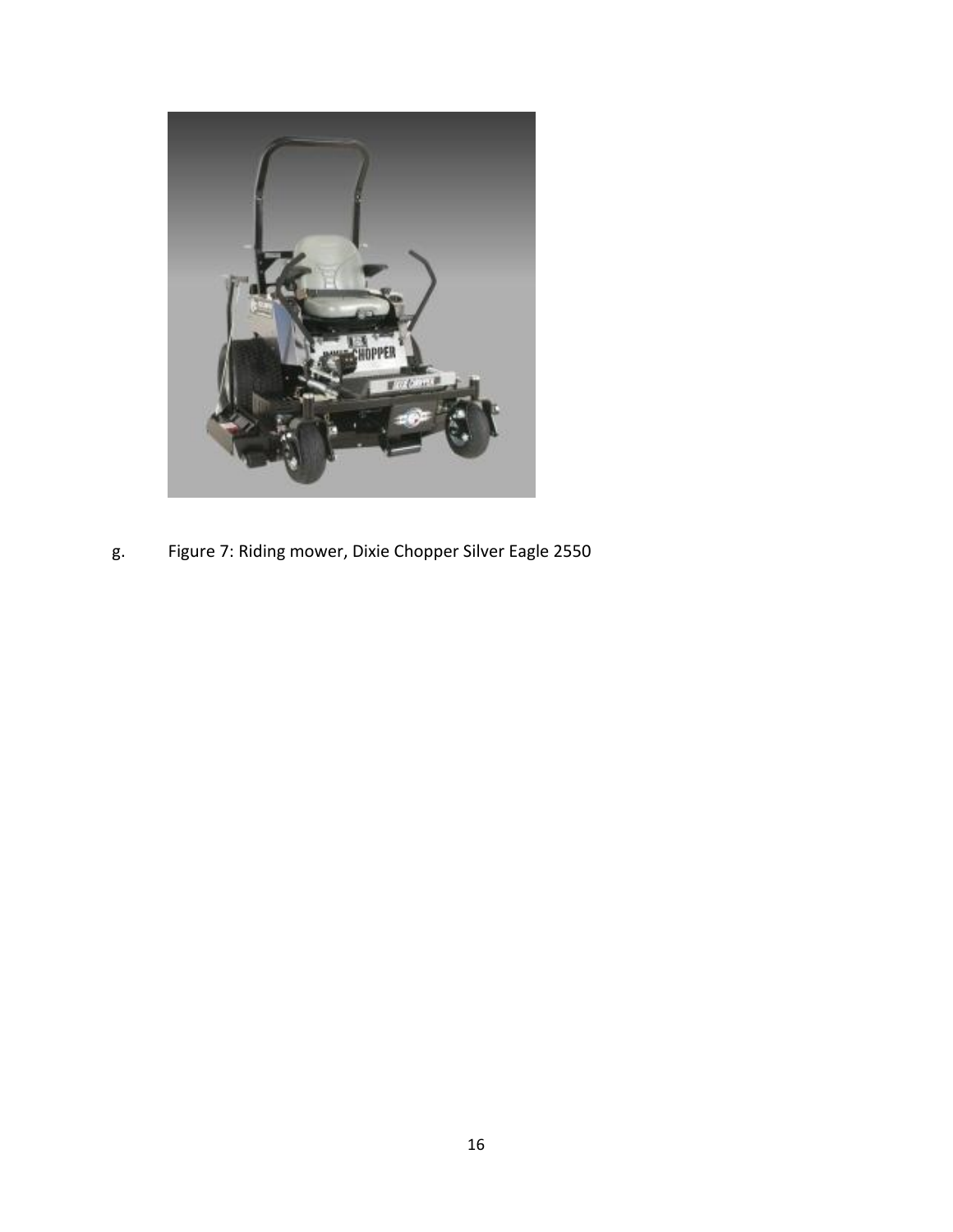g. Figure 7: Riding mower, Dixie Chopper Silver Eagle 2550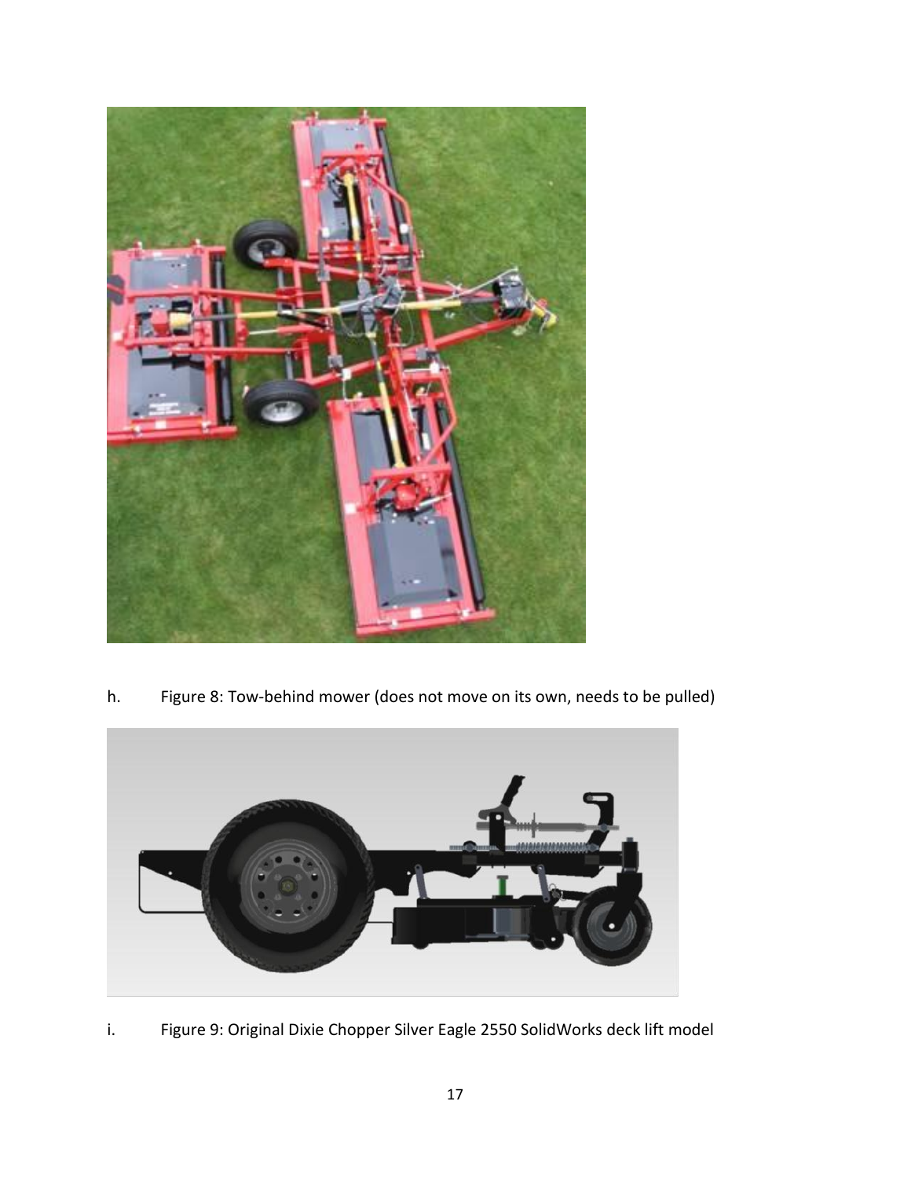h. Figure 8: Tow-behind mower (does not move on its own, needs to be pulled)

i. Figure 9: Original Dixie Chopper Silver Eagle 2550 SolidWorks deck lift model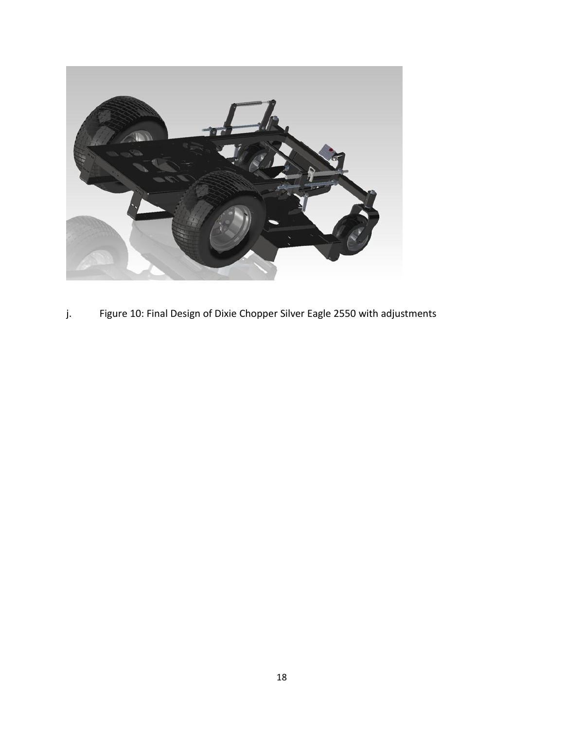j. Figure 10: Final Design of Dixie Chopper Silver Eagle 2550 with adjustments